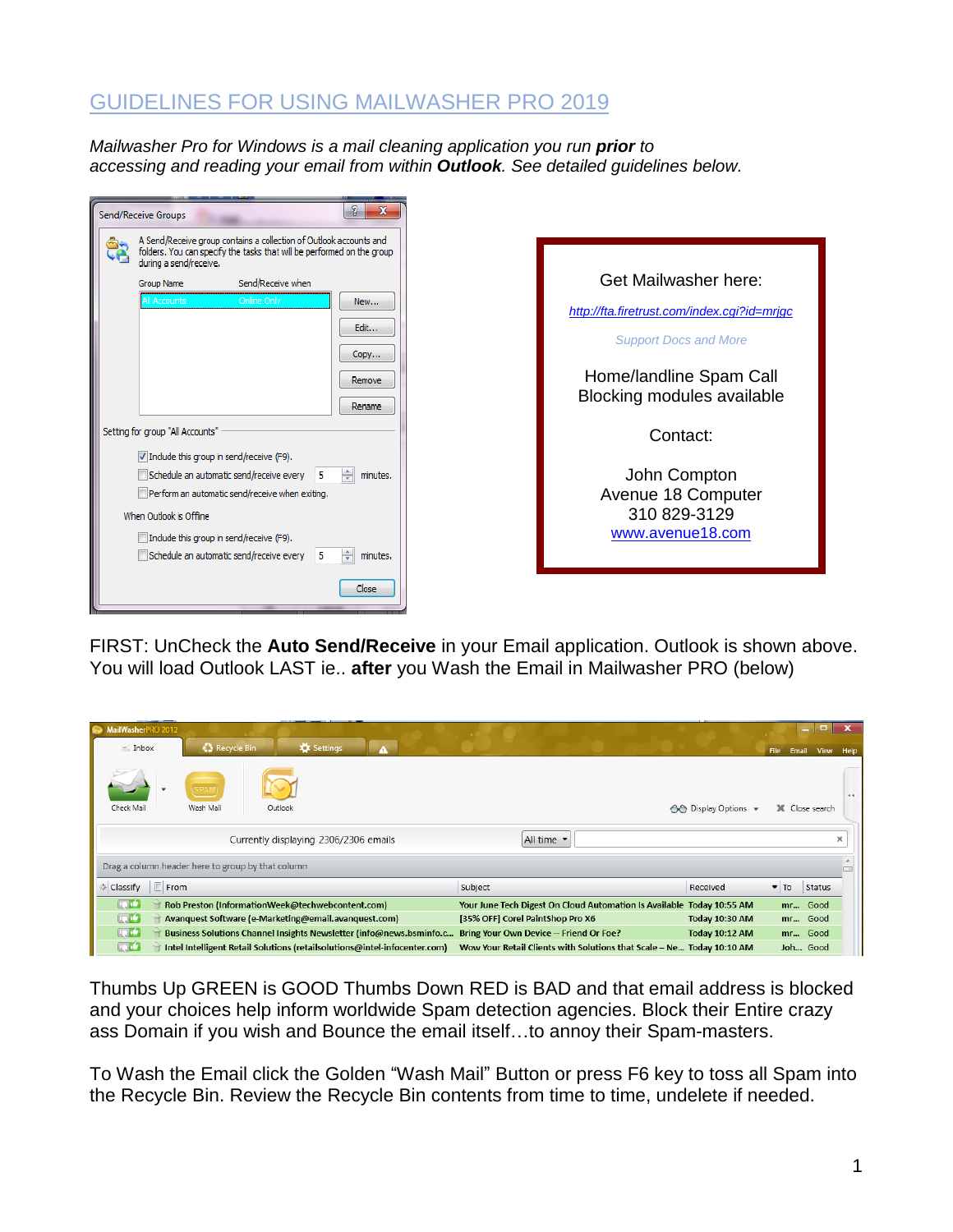# GUIDELINES FOR USING MAILWASHER PRO 2019

*Mailwasher Pro for Windows is a mail cleaning application you run **prior** to accessing and reading your email from within **Outlook**. See detailed guidelines below.*

Get Mailwasher here:

http://fta.firetrust.com/index.cgi?id=mrjgc

Support Docs and More

Home/landline Spam Call Blocking modules available

Contact:

John Compton
Avenue 18 Computer
310 829-3129
www.avenue18.com

FIRST: UnCheck the **Auto Send/Receive** in your Email application. Outlook is shown above. You will load Outlook LAST ie.. **after** you Wash the Email in Mailwasher PRO (below)

Thumbs Up GREEN is GOOD Thumbs Down RED is BAD and that email address is blocked and your choices help inform worldwide Spam detection agencies. Block their Entire crazy ass Domain if you wish and Bounce the email itself…to annoy their Spam-masters.

To Wash the Email click the Golden "Wash Mail" Button or press F6 key to toss all Spam into the Recycle Bin. Review the Recycle Bin contents from time to time, undelete if needed.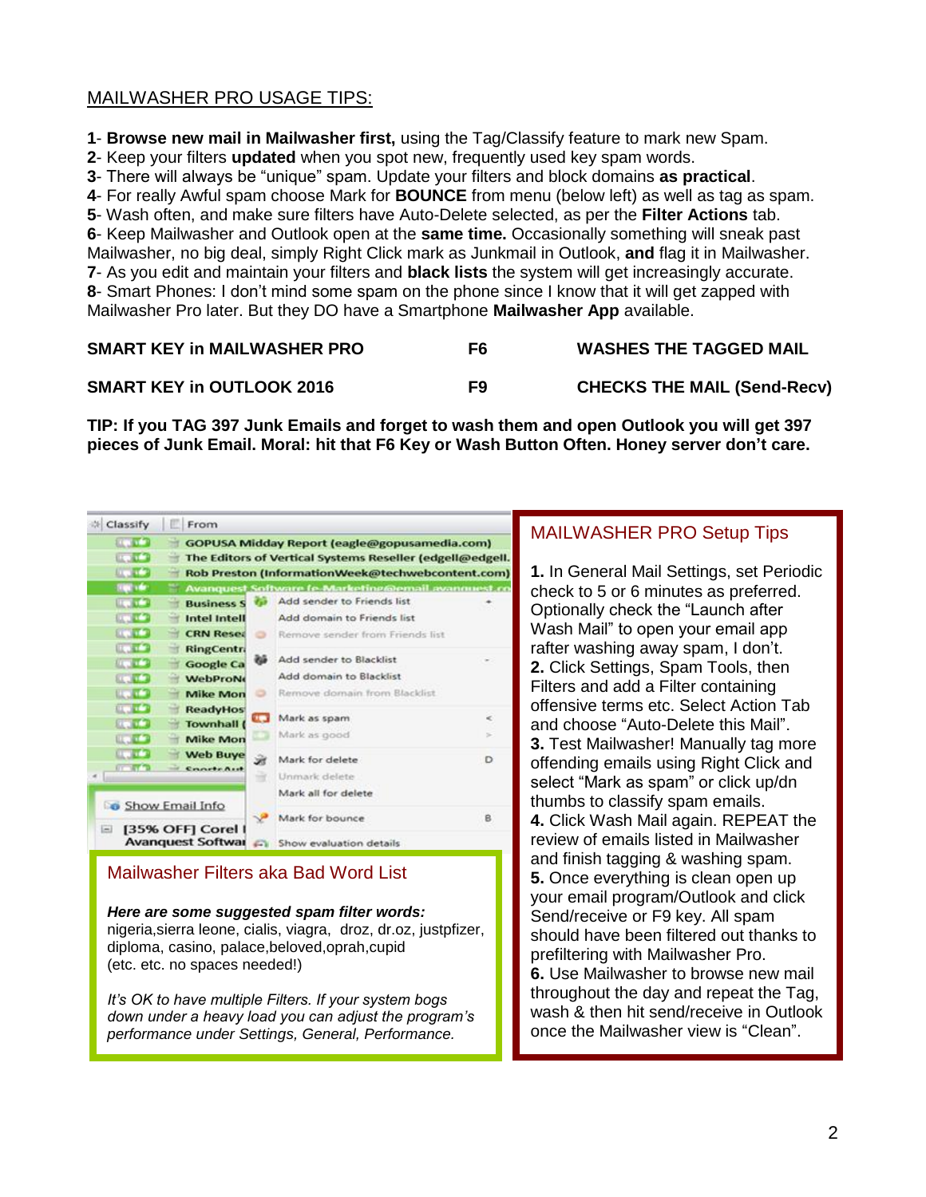## MAILWASHER PRO USAGE TIPS:

**1**- **Browse new mail in Mailwasher first,** using the Tag/Classify feature to mark new Spam.
**2**- Keep your filters **updated** when you spot new, frequently used key spam words.
**3**- There will always be "unique" spam. Update your filters and block domains **as practical**.
**4**- For really Awful spam choose Mark for **BOUNCE** from menu (below left) as well as tag as spam.
**5**- Wash often, and make sure filters have Auto-Delete selected, as per the **Filter Actions** tab.
**6**- Keep Mailwasher and Outlook open at the **same time.** Occasionally something will sneak past Mailwasher, no big deal, simply Right Click mark as Junkmail in Outlook, **and** flag it in Mailwasher.
**7**- As you edit and maintain your filters and **black lists** the system will get increasingly accurate.
**8**- Smart Phones: I don't mind some spam on the phone since I know that it will get zapped with Mailwasher Pro later. But they DO have a Smartphone **Mailwasher App** available.

| | | |
|---|---|---|
| **SMART KEY in MAILWASHER PRO** | **F6** | **WASHES THE TAGGED MAIL** |
| **SMART KEY in OUTLOOK 2016** | **F9** | **CHECKS THE MAIL (Send-Recv)** |

**TIP: If you TAG 397 Junk Emails and forget to wash them and open Outlook you will get 397 pieces of Junk Email. Moral: hit that F6 Key or Wash Button Often. Honey server don't care.**

Classify | From

GOPUSA Midday Report (eagle@gopusamedia.com)
The Editors of Vertical Systems Reseller (edgell@edgell.
Rob Preston (InformationWeek@techwebcontent.com)
Avanquest Software (e-Marketing@email.avanquest.co
Business S
Intel Intell
CRN Resea
RingCentr
Google Ca
WebProN
Mike Mon
ReadyHos
Townhall (
Mike Mon
Web Buye

Add sender to Friends list
Add domain to Friends list
Remove sender from Friends list
Add sender to Blacklist
Add domain to Blacklist
Remove domain from Blacklist
Mark as spam
Mark as good
Mark for delete D
Unmark delete
Mark all for delete
Mark for bounce B
Show evaluation details

Show Email Info
[35% OFF] Corel
Avanquest Softwa

### Mailwasher Filters aka Bad Word List

***Here are some suggested spam filter words:***
nigeria,sierra leone, cialis, viagra, droz, dr.oz, justpfizer, diploma, casino, palace,beloved,oprah,cupid
(etc. etc. no spaces needed!)

*It's OK to have multiple Filters. If your system bogs down under a heavy load you can adjust the program's performance under Settings, General, Performance.*

### MAILWASHER PRO Setup Tips

**1.** In General Mail Settings, set Periodic check to 5 or 6 minutes as preferred. Optionally check the "Launch after Wash Mail" to open your email app rafter washing away spam, I don't.
**2.** Click Settings, Spam Tools, then Filters and add a Filter containing offensive terms etc. Select Action Tab and choose "Auto-Delete this Mail".
**3.** Test Mailwasher! Manually tag more offending emails using Right Click and select "Mark as spam" or click up/dn thumbs to classify spam emails.
**4.** Click Wash Mail again. REPEAT the review of emails listed in Mailwasher and finish tagging & washing spam.
**5.** Once everything is clean open up your email program/Outlook and click Send/receive or F9 key. All spam should have been filtered out thanks to prefiltering with Mailwasher Pro.
**6.** Use Mailwasher to browse new mail throughout the day and repeat the Tag, wash & then hit send/receive in Outlook once the Mailwasher view is "Clean".